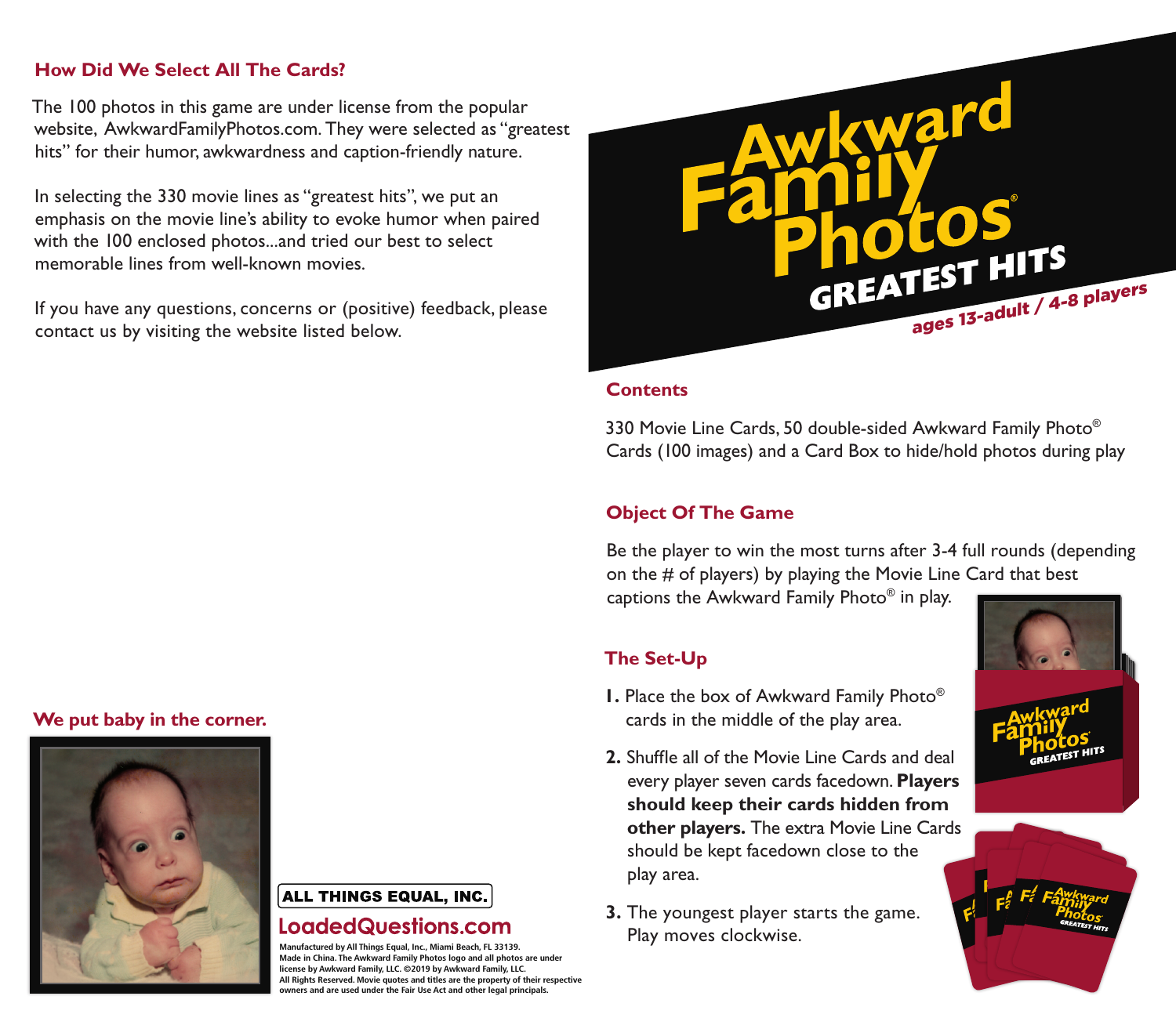## How Did We Select All The Cards?

The 100 photos in this game are under license from the popular website, AwkwardFamilyPhotos.com. They were selected as "greatest hits" for their humor, awkwardness and caption-friendly nature.

In selecting the 330 movie lines as "greatest hits", we put an emphasis on the movie line's ability to evoke humor when paired with the 100 enclosed photos...and tried our best to select memorable lines from well-known movies.

If you have any questions, concerns or (positive) feedback, please contact us by visiting the website listed below.

## We put baby in the corner.

ALL THINGS EQUAL, INC.

LoadedQuestions.com

Manufactured by All Things Equal, Inc., Miami Beach, FL 33139.
Made in China. The Awkward Family Photos logo and all photos are under license by Awkward Family, LLC. ©2019 by Awkward Family, LLC.
All Rights Reserved. Movie quotes and titles are the property of their respective owners and are used under the Fair Use Act and other legal principals.

# Awkward Family Photos®

## GREATEST HITS

ages 13-adult / 4-8 players

## Contents

330 Movie Line Cards, 50 double-sided Awkward Family Photo® Cards (100 images) and a Card Box to hide/hold photos during play

## Object Of The Game

Be the player to win the most turns after 3-4 full rounds (depending on the # of players) by playing the Movie Line Card that best captions the Awkward Family Photo® in play.

## The Set-Up

1. Place the box of Awkward Family Photo® cards in the middle of the play area.
2. Shuffle all of the Movie Line Cards and deal every player seven cards facedown. **Players should keep their cards hidden from other players.** The extra Movie Line Cards should be kept facedown close to the play area.
3. The youngest player starts the game. Play moves clockwise.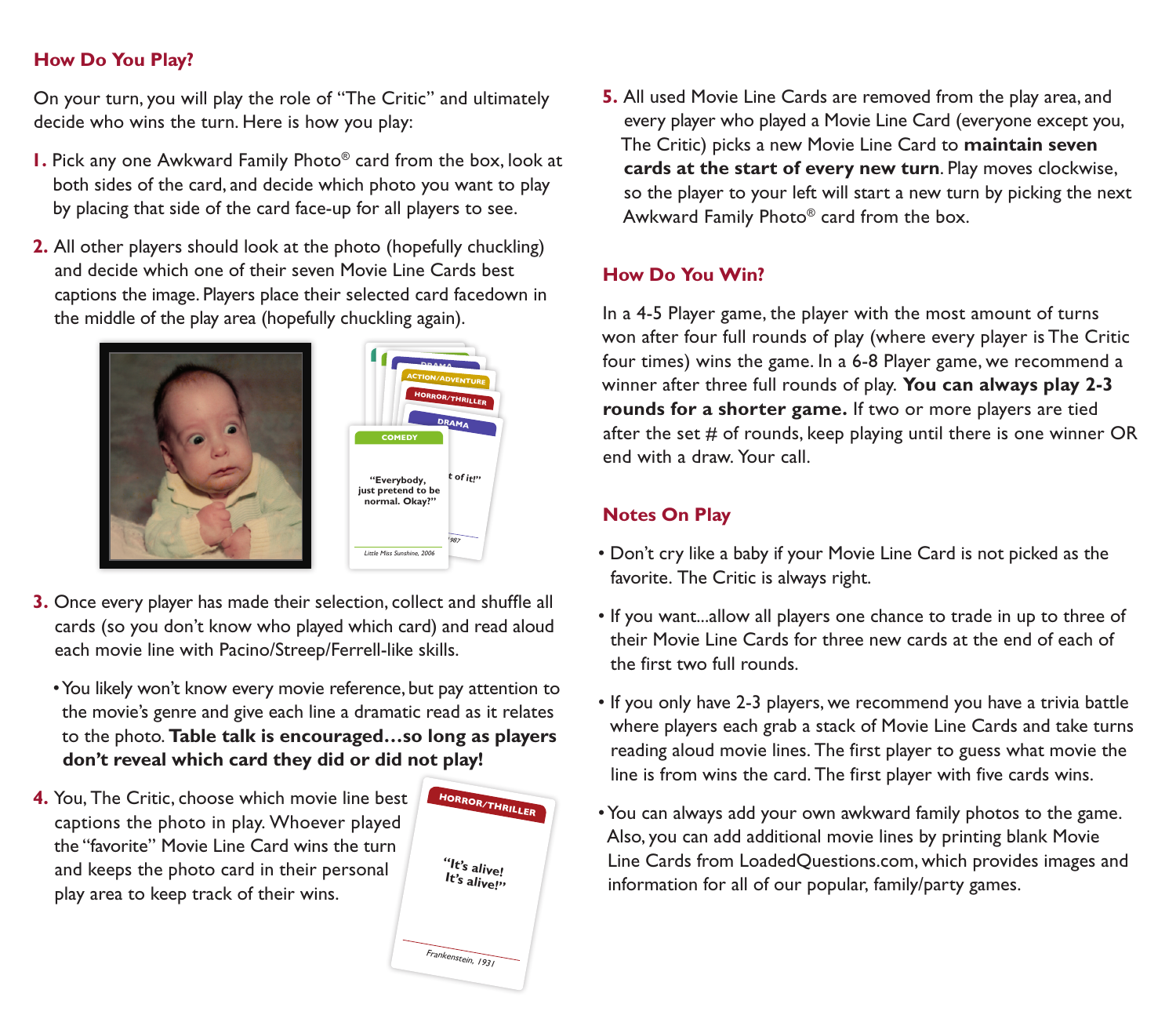## How Do You Play?

On your turn, you will play the role of "The Critic" and ultimately decide who wins the turn. Here is how you play:

1. Pick any one Awkward Family Photo® card from the box, look at both sides of the card, and decide which photo you want to play by placing that side of the card face-up for all players to see.
2. All other players should look at the photo (hopefully chuckling) and decide which one of their seven Movie Line Cards best captions the image. Players place their selected card facedown in the middle of the play area (hopefully chuckling again).
3. Once every player has made their selection, collect and shuffle all cards (so you don't know who played which card) and read aloud each movie line with Pacino/Streep/Ferrell-like skills.
   - You likely won't know every movie reference, but pay attention to the movie's genre and give each line a dramatic read as it relates to the photo. **Table talk is encouraged…so long as players don't reveal which card they did or did not play!**
4. You, The Critic, choose which movie line best captions the photo in play. Whoever played the "favorite" Movie Line Card wins the turn and keeps the photo card in their personal play area to keep track of their wins.
5. All used Movie Line Cards are removed from the play area, and every player who played a Movie Line Card (everyone except you, The Critic) picks a new Movie Line Card to **maintain seven cards at the start of every new turn**. Play moves clockwise, so the player to your left will start a new turn by picking the next Awkward Family Photo® card from the box.

## How Do You Win?

In a 4-5 Player game, the player with the most amount of turns won after four full rounds of play (where every player is The Critic four times) wins the game. In a 6-8 Player game, we recommend a winner after three full rounds of play. **You can always play 2-3 rounds for a shorter game.** If two or more players are tied after the set # of rounds, keep playing until there is one winner OR end with a draw. Your call.

## Notes On Play

- Don't cry like a baby if your Movie Line Card is not picked as the favorite. The Critic is always right.
- If you want...allow all players one chance to trade in up to three of their Movie Line Cards for three new cards at the end of each of the first two full rounds.
- If you only have 2-3 players, we recommend you have a trivia battle where players each grab a stack of Movie Line Cards and take turns reading aloud movie lines. The first player to guess what movie the line is from wins the card. The first player with five cards wins.
- You can always add your own awkward family photos to the game. Also, you can add additional movie lines by printing blank Movie Line Cards from LoadedQuestions.com, which provides images and information for all of our popular, family/party games.